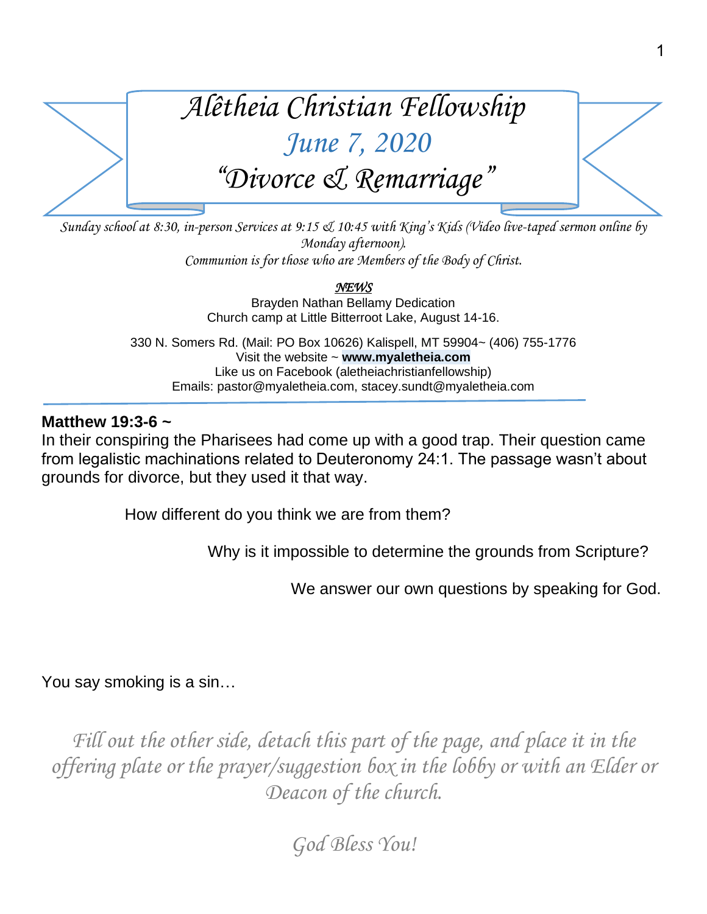# *Alêtheia Christian Fellowship*

## *June 7, 2020*

## *"Divorce & Remarriage"*

*Sunday school at 8:30, in-person Services at 9:15 & 10:45 with King's Kids (Video live-taped sermon online by Monday afternoon).*
*Communion is for those who are Members of the Body of Christ.*

***NEWS***

Brayden Nathan Bellamy Dedication
Church camp at Little Bitterroot Lake, August 14-16.

330 N. Somers Rd. (Mail: PO Box 10626) Kalispell, MT 59904~ (406) 755-1776
Visit the website ~ **www.myaletheia.com**
Like us on Facebook (aletheiachristianfellowship)
Emails: pastor@myaletheia.com, stacey.sundt@myaletheia.com

---

**Matthew 19:3-6 ~**
In their conspiring the Pharisees had come up with a good trap. Their question came from legalistic machinations related to Deuteronomy 24:1. The passage wasn't about grounds for divorce, but they used it that way.

How different do you think we are from them?

Why is it impossible to determine the grounds from Scripture?

We answer our own questions by speaking for God.

You say smoking is a sin…

*Fill out the other side, detach this part of the page, and place it in the offering plate or the prayer/suggestion box in the lobby or with an Elder or Deacon of the church.*

*God Bless You!*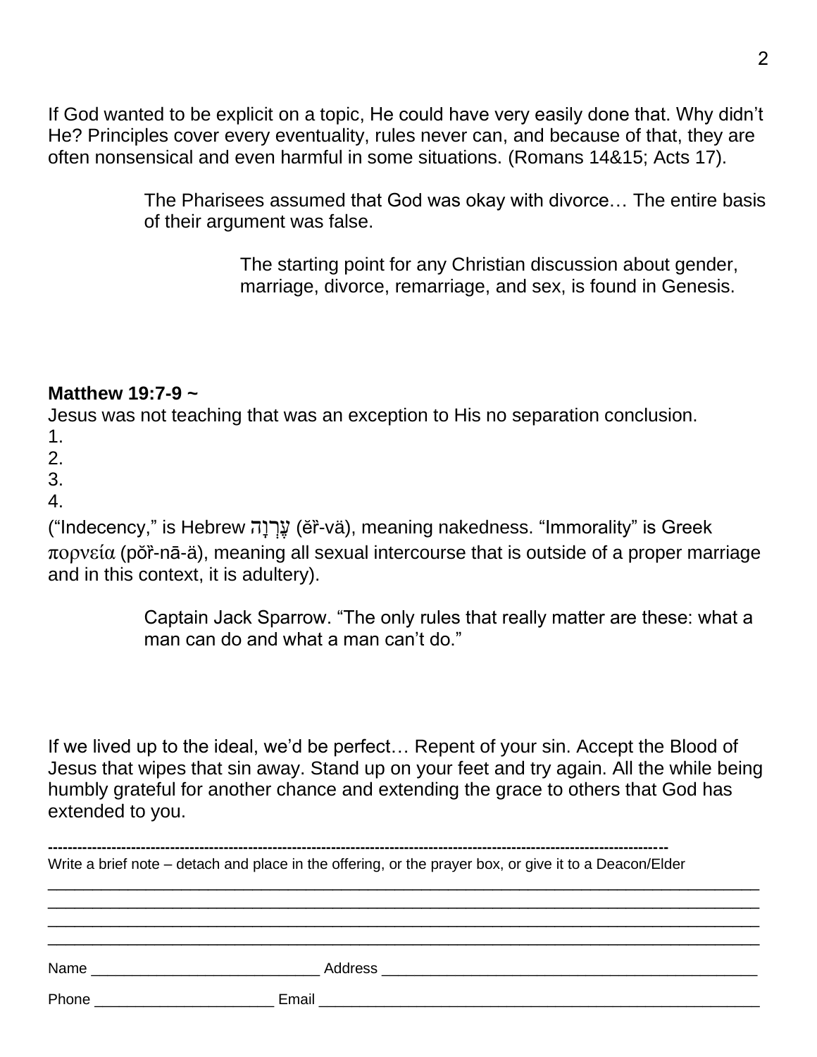If God wanted to be explicit on a topic, He could have very easily done that. Why didn't He? Principles cover every eventuality, rules never can, and because of that, they are often nonsensical and even harmful in some situations. (Romans 14&15; Acts 17).

> The Pharisees assumed that God was okay with divorce… The entire basis of their argument was false.
>
> > The starting point for any Christian discussion about gender, marriage, divorce, remarriage, and sex, is found in Genesis.

**Matthew 19:7-9 ~**

Jesus was not teaching that was an exception to His no separation conclusion.

1.
2.
3.
4.

("Indecency," is Hebrew עֶרְוָה (ĕr̆-vä), meaning nakedness. "Immorality" is Greek πορνεία (pŏr̆-nā-ä), meaning all sexual intercourse that is outside of a proper marriage and in this context, it is adultery).

> Captain Jack Sparrow. "The only rules that really matter are these: what a man can do and what a man can't do."

If we lived up to the ideal, we'd be perfect… Repent of your sin. Accept the Blood of Jesus that wipes that sin away. Stand up on your feet and try again. All the while being humbly grateful for another chance and extending the grace to others that God has extended to you.

---

Write a brief note – detach and place in the offering, or the prayer box, or give it to a Deacon/Elder

\_\_\_\_\_\_\_\_\_\_\_\_\_\_\_\_\_\_\_\_\_\_\_\_\_\_\_\_\_\_\_\_\_\_\_\_\_\_\_\_\_\_\_\_\_\_\_\_\_\_\_\_\_\_\_\_\_\_\_\_\_\_\_\_\_\_\_\_\_\_\_\_\_\_

\_\_\_\_\_\_\_\_\_\_\_\_\_\_\_\_\_\_\_\_\_\_\_\_\_\_\_\_\_\_\_\_\_\_\_\_\_\_\_\_\_\_\_\_\_\_\_\_\_\_\_\_\_\_\_\_\_\_\_\_\_\_\_\_\_\_\_\_\_\_\_\_\_\_

\_\_\_\_\_\_\_\_\_\_\_\_\_\_\_\_\_\_\_\_\_\_\_\_\_\_\_\_\_\_\_\_\_\_\_\_\_\_\_\_\_\_\_\_\_\_\_\_\_\_\_\_\_\_\_\_\_\_\_\_\_\_\_\_\_\_\_\_\_\_\_\_\_\_

\_\_\_\_\_\_\_\_\_\_\_\_\_\_\_\_\_\_\_\_\_\_\_\_\_\_\_\_\_\_\_\_\_\_\_\_\_\_\_\_\_\_\_\_\_\_\_\_\_\_\_\_\_\_\_\_\_\_\_\_\_\_\_\_\_\_\_\_\_\_\_\_\_\_

Name \_\_\_\_\_\_\_\_\_\_\_\_\_\_\_\_\_\_\_\_\_\_\_\_\_\_\_\_ Address \_\_\_\_\_\_\_\_\_\_\_\_\_\_\_\_\_\_\_\_\_\_\_\_\_\_\_\_\_\_\_\_\_\_\_\_\_\_\_\_\_\_\_\_\_

Phone \_\_\_\_\_\_\_\_\_\_\_\_\_\_\_\_\_\_\_\_\_\_ Email \_\_\_\_\_\_\_\_\_\_\_\_\_\_\_\_\_\_\_\_\_\_\_\_\_\_\_\_\_\_\_\_\_\_\_\_\_\_\_\_\_\_\_\_\_\_\_\_\_\_\_\_\_\_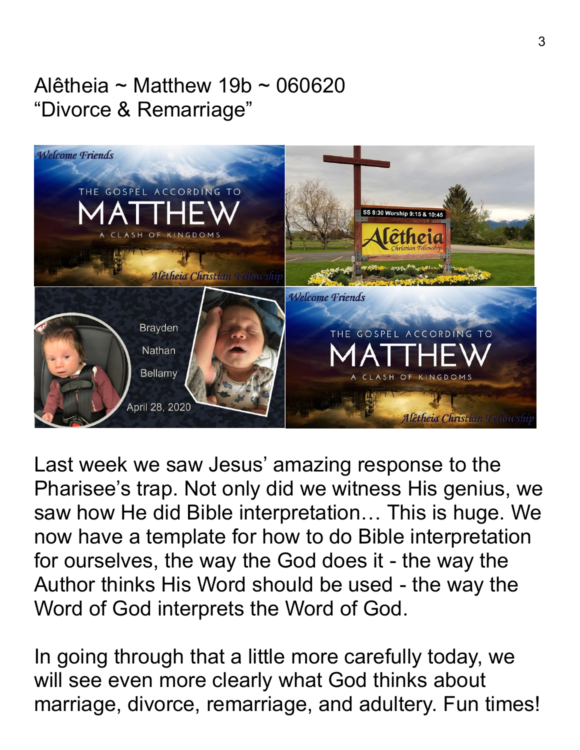Alêtheia ~ Matthew 19b ~ 060620
"Divorce & Remarriage"

Last week we saw Jesus' amazing response to the Pharisee's trap. Not only did we witness His genius, we saw how He did Bible interpretation… This is huge. We now have a template for how to do Bible interpretation for ourselves, the way the God does it - the way the Author thinks His Word should be used - the way the Word of God interprets the Word of God.

In going through that a little more carefully today, we will see even more clearly what God thinks about marriage, divorce, remarriage, and adultery. Fun times!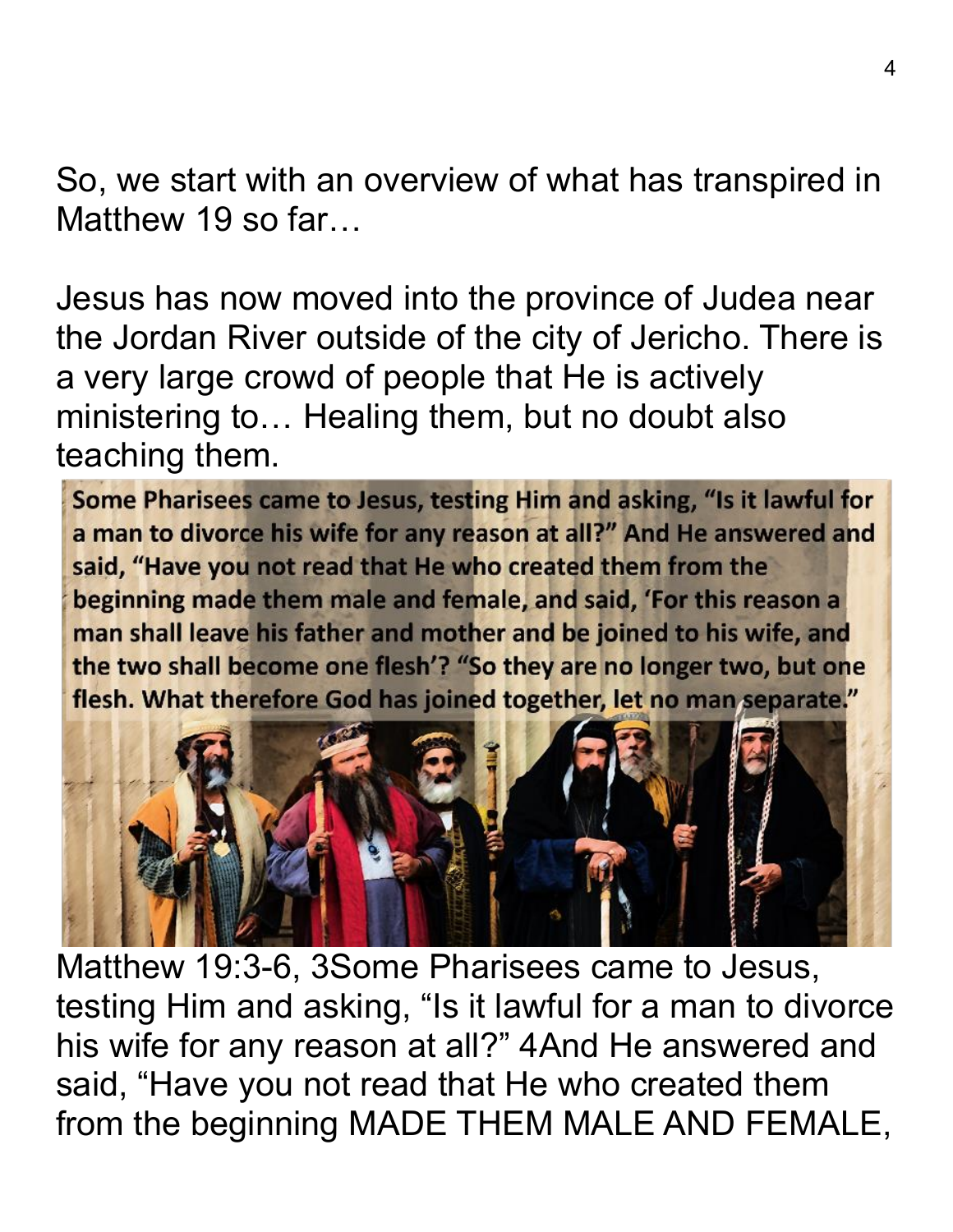So, we start with an overview of what has transpired in Matthew 19 so far…

Jesus has now moved into the province of Judea near the Jordan River outside of the city of Jericho. There is a very large crowd of people that He is actively ministering to… Healing them, but no doubt also teaching them.

**Some Pharisees came to Jesus, testing Him and asking, "Is it lawful for a man to divorce his wife for any reason at all?" And He answered and said, "Have you not read that He who created them from the beginning made them male and female, and said, 'For this reason a man shall leave his father and mother and be joined to his wife, and the two shall become one flesh'? "So they are no longer two, but one flesh. What therefore God has joined together, let no man separate."**

Matthew 19:3-6, 3Some Pharisees came to Jesus, testing Him and asking, "Is it lawful for a man to divorce his wife for any reason at all?" 4And He answered and said, "Have you not read that He who created them from the beginning MADE THEM MALE AND FEMALE,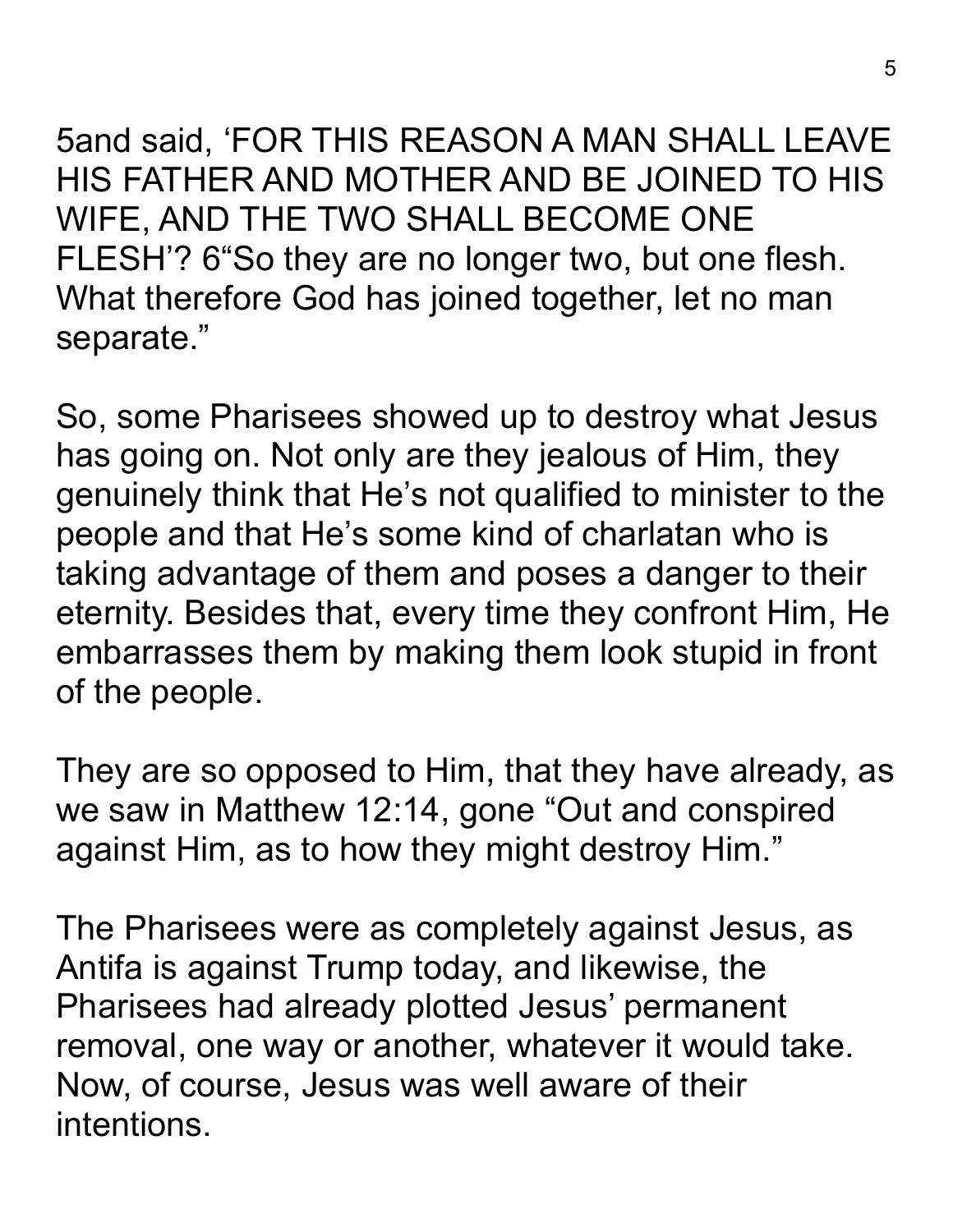5and said, 'FOR THIS REASON A MAN SHALL LEAVE HIS FATHER AND MOTHER AND BE JOINED TO HIS WIFE, AND THE TWO SHALL BECOME ONE FLESH'? 6"So they are no longer two, but one flesh. What therefore God has joined together, let no man separate."

So, some Pharisees showed up to destroy what Jesus has going on. Not only are they jealous of Him, they genuinely think that He's not qualified to minister to the people and that He's some kind of charlatan who is taking advantage of them and poses a danger to their eternity. Besides that, every time they confront Him, He embarrasses them by making them look stupid in front of the people.

They are so opposed to Him, that they have already, as we saw in Matthew 12:14, gone "Out and conspired against Him, as to how they might destroy Him."

The Pharisees were as completely against Jesus, as Antifa is against Trump today, and likewise, the Pharisees had already plotted Jesus' permanent removal, one way or another, whatever it would take. Now, of course, Jesus was well aware of their intentions.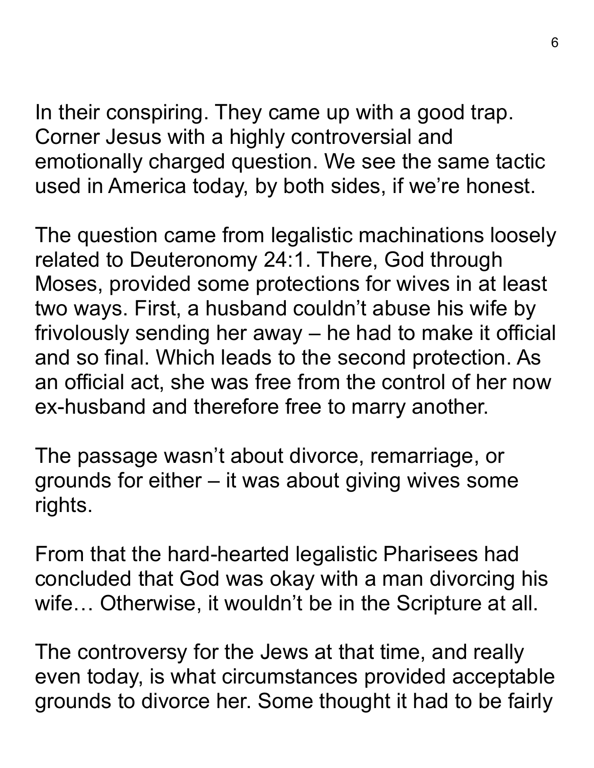In their conspiring. They came up with a good trap. Corner Jesus with a highly controversial and emotionally charged question. We see the same tactic used in America today, by both sides, if we're honest.

The question came from legalistic machinations loosely related to Deuteronomy 24:1. There, God through Moses, provided some protections for wives in at least two ways. First, a husband couldn't abuse his wife by frivolously sending her away – he had to make it official and so final. Which leads to the second protection. As an official act, she was free from the control of her now ex-husband and therefore free to marry another.

The passage wasn't about divorce, remarriage, or grounds for either – it was about giving wives some rights.

From that the hard-hearted legalistic Pharisees had concluded that God was okay with a man divorcing his wife… Otherwise, it wouldn't be in the Scripture at all.

The controversy for the Jews at that time, and really even today, is what circumstances provided acceptable grounds to divorce her. Some thought it had to be fairly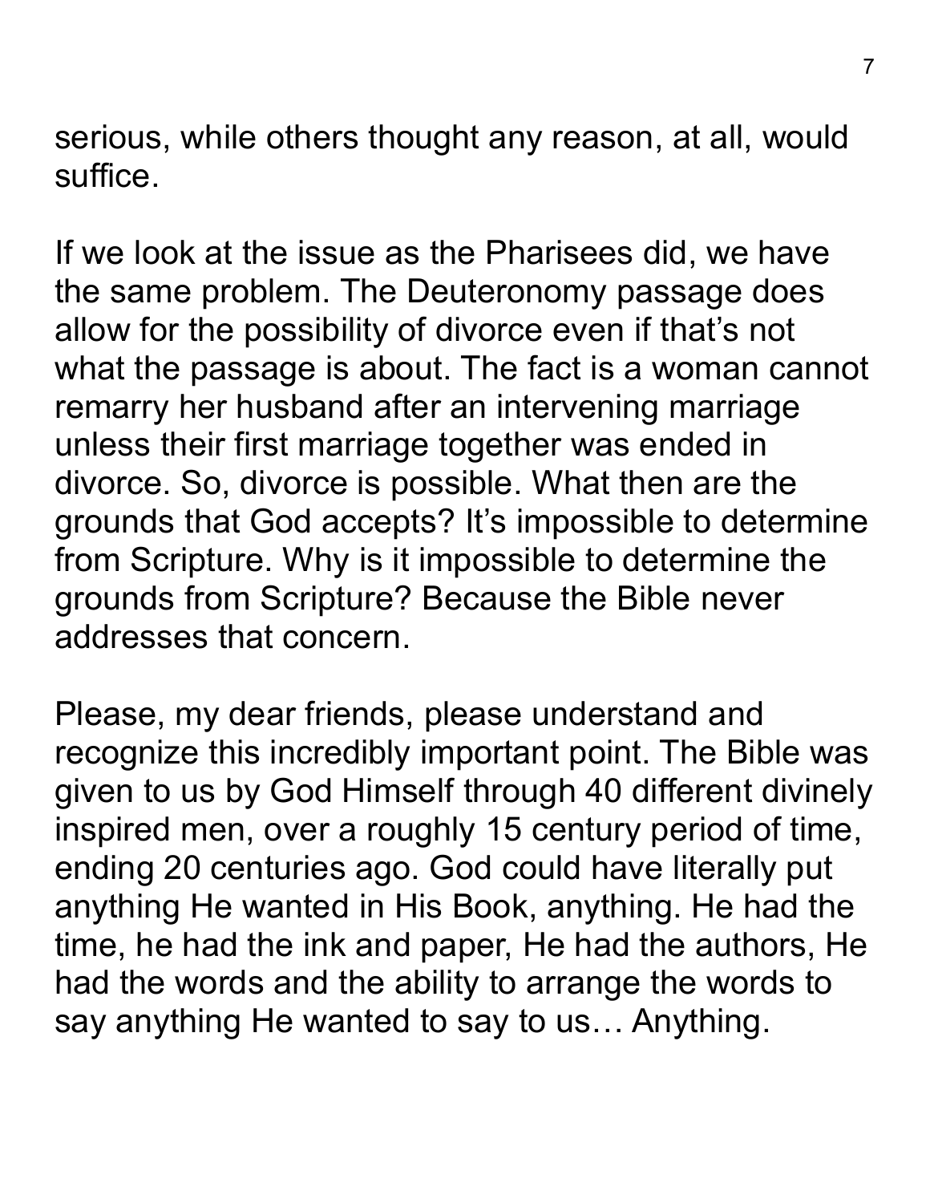serious, while others thought any reason, at all, would suffice.

If we look at the issue as the Pharisees did, we have the same problem. The Deuteronomy passage does allow for the possibility of divorce even if that's not what the passage is about. The fact is a woman cannot remarry her husband after an intervening marriage unless their first marriage together was ended in divorce. So, divorce is possible. What then are the grounds that God accepts? It's impossible to determine from Scripture. Why is it impossible to determine the grounds from Scripture? Because the Bible never addresses that concern.

Please, my dear friends, please understand and recognize this incredibly important point. The Bible was given to us by God Himself through 40 different divinely inspired men, over a roughly 15 century period of time, ending 20 centuries ago. God could have literally put anything He wanted in His Book, anything. He had the time, he had the ink and paper, He had the authors, He had the words and the ability to arrange the words to say anything He wanted to say to us… Anything.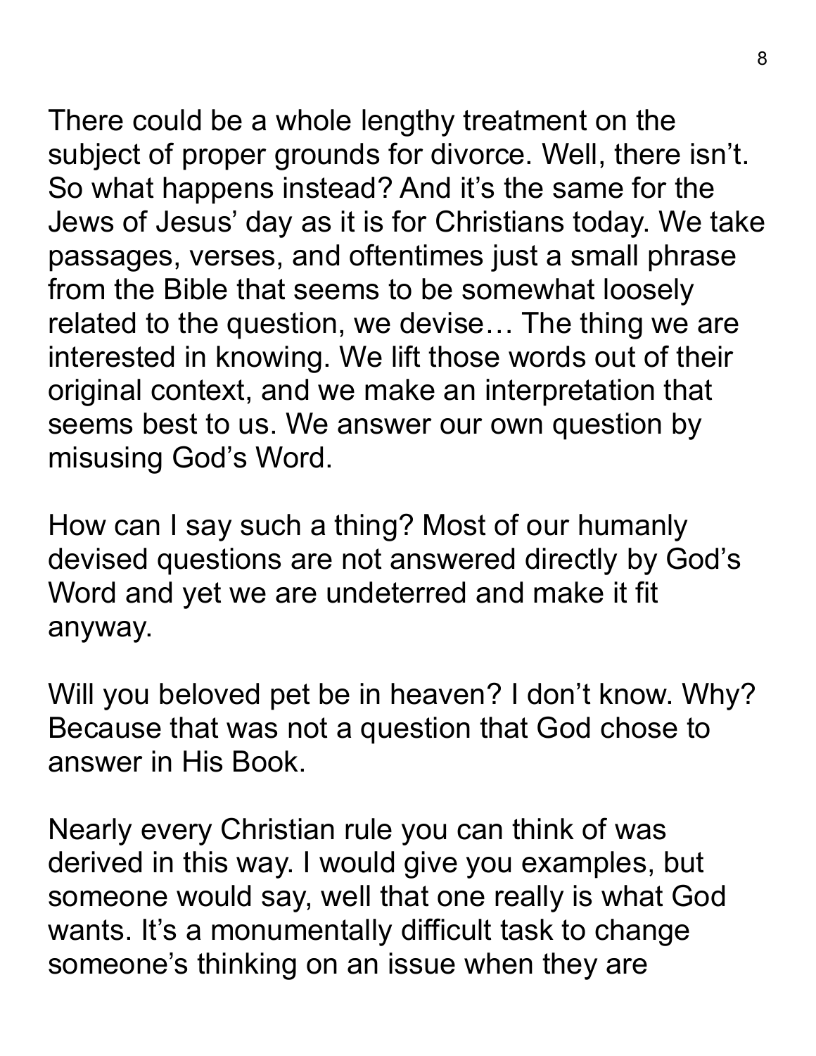There could be a whole lengthy treatment on the subject of proper grounds for divorce. Well, there isn't. So what happens instead? And it's the same for the Jews of Jesus' day as it is for Christians today. We take passages, verses, and oftentimes just a small phrase from the Bible that seems to be somewhat loosely related to the question, we devise… The thing we are interested in knowing. We lift those words out of their original context, and we make an interpretation that seems best to us. We answer our own question by misusing God's Word.

How can I say such a thing? Most of our humanly devised questions are not answered directly by God's Word and yet we are undeterred and make it fit anyway.

Will you beloved pet be in heaven? I don't know. Why? Because that was not a question that God chose to answer in His Book.

Nearly every Christian rule you can think of was derived in this way. I would give you examples, but someone would say, well that one really is what God wants. It's a monumentally difficult task to change someone's thinking on an issue when they are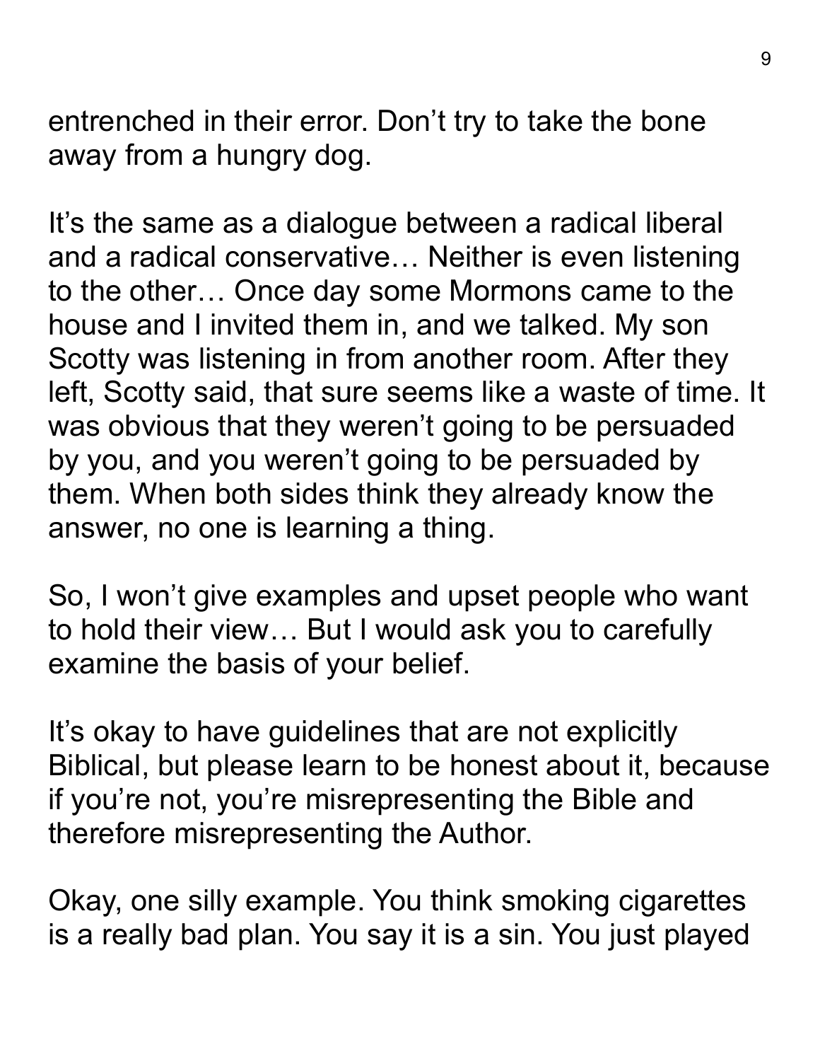entrenched in their error. Don't try to take the bone away from a hungry dog.

It's the same as a dialogue between a radical liberal and a radical conservative… Neither is even listening to the other… Once day some Mormons came to the house and I invited them in, and we talked. My son Scotty was listening in from another room. After they left, Scotty said, that sure seems like a waste of time. It was obvious that they weren't going to be persuaded by you, and you weren't going to be persuaded by them. When both sides think they already know the answer, no one is learning a thing.

So, I won't give examples and upset people who want to hold their view… But I would ask you to carefully examine the basis of your belief.

It's okay to have guidelines that are not explicitly Biblical, but please learn to be honest about it, because if you're not, you're misrepresenting the Bible and therefore misrepresenting the Author.

Okay, one silly example. You think smoking cigarettes is a really bad plan. You say it is a sin. You just played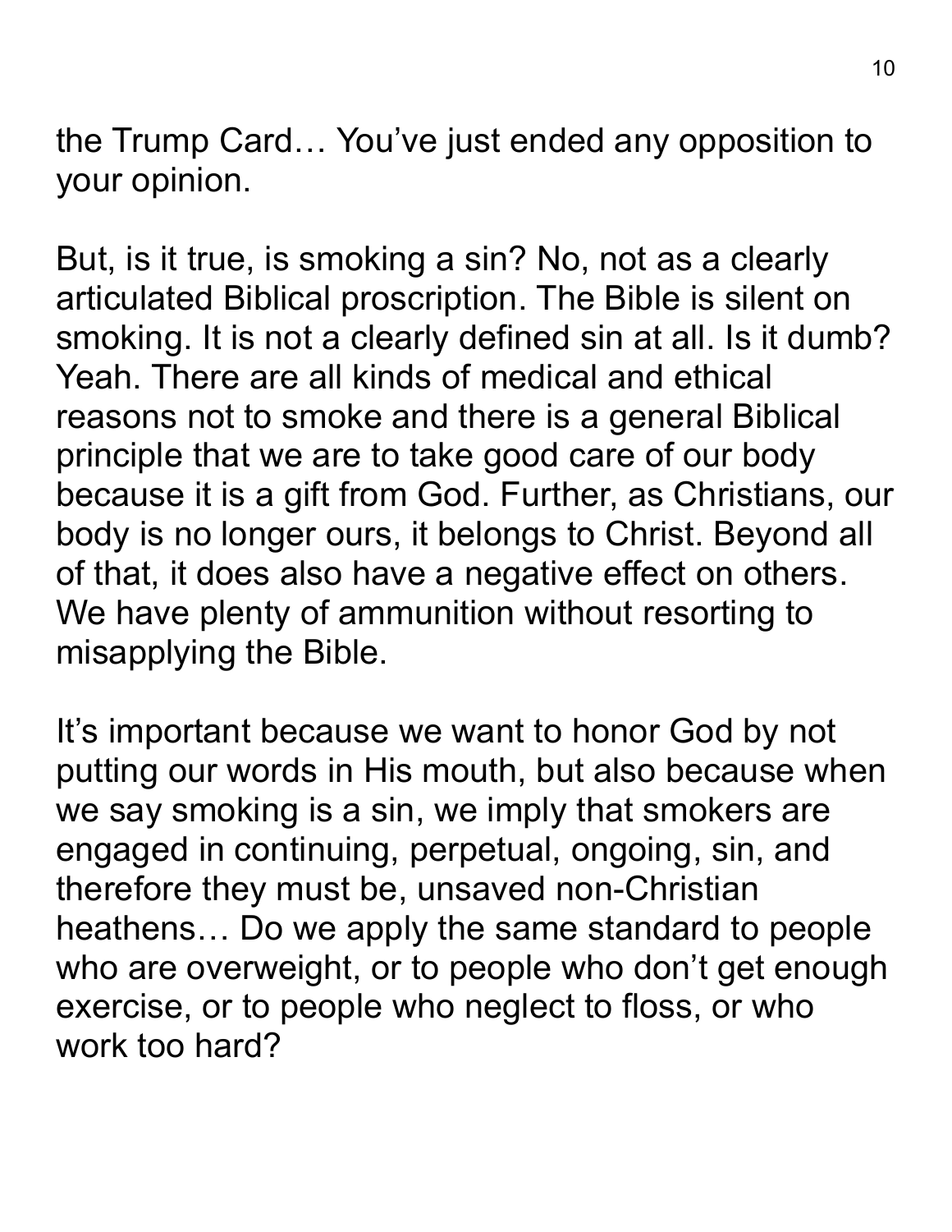the Trump Card… You've just ended any opposition to your opinion.

But, is it true, is smoking a sin? No, not as a clearly articulated Biblical proscription. The Bible is silent on smoking. It is not a clearly defined sin at all. Is it dumb? Yeah. There are all kinds of medical and ethical reasons not to smoke and there is a general Biblical principle that we are to take good care of our body because it is a gift from God. Further, as Christians, our body is no longer ours, it belongs to Christ. Beyond all of that, it does also have a negative effect on others. We have plenty of ammunition without resorting to misapplying the Bible.

It's important because we want to honor God by not putting our words in His mouth, but also because when we say smoking is a sin, we imply that smokers are engaged in continuing, perpetual, ongoing, sin, and therefore they must be, unsaved non-Christian heathens… Do we apply the same standard to people who are overweight, or to people who don't get enough exercise, or to people who neglect to floss, or who work too hard?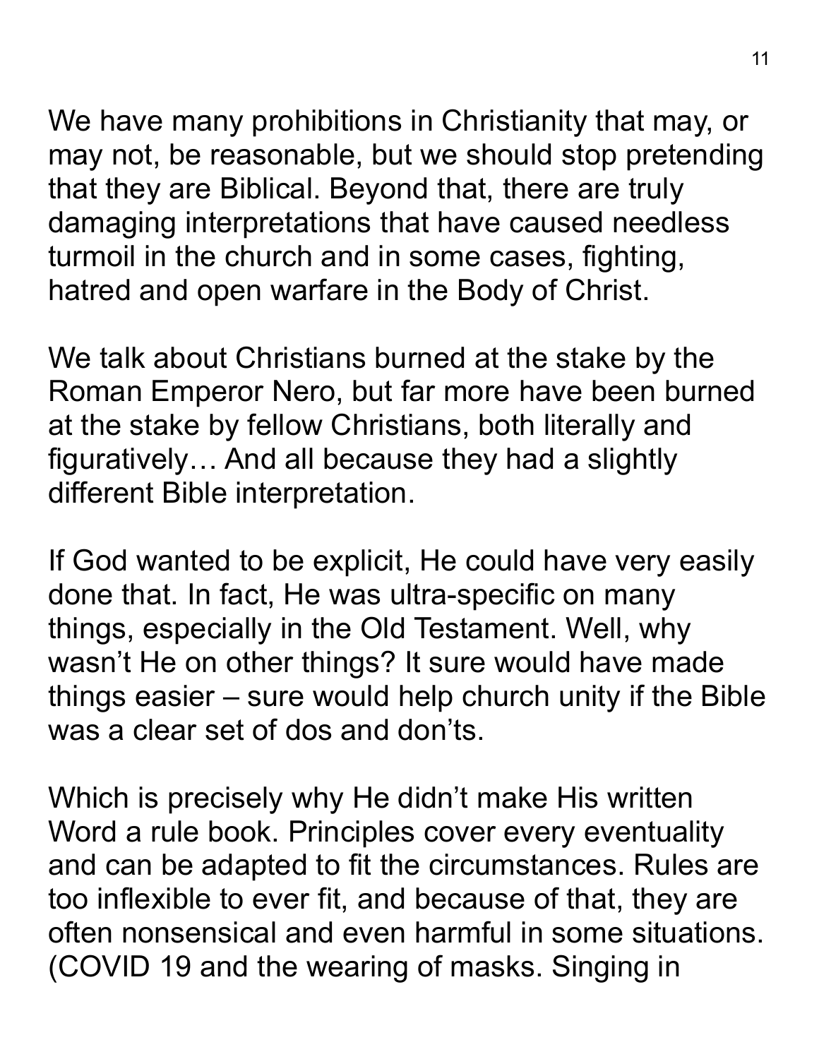We have many prohibitions in Christianity that may, or may not, be reasonable, but we should stop pretending that they are Biblical. Beyond that, there are truly damaging interpretations that have caused needless turmoil in the church and in some cases, fighting, hatred and open warfare in the Body of Christ.

We talk about Christians burned at the stake by the Roman Emperor Nero, but far more have been burned at the stake by fellow Christians, both literally and figuratively… And all because they had a slightly different Bible interpretation.

If God wanted to be explicit, He could have very easily done that. In fact, He was ultra-specific on many things, especially in the Old Testament. Well, why wasn't He on other things? It sure would have made things easier – sure would help church unity if the Bible was a clear set of dos and don'ts.

Which is precisely why He didn't make His written Word a rule book. Principles cover every eventuality and can be adapted to fit the circumstances. Rules are too inflexible to ever fit, and because of that, they are often nonsensical and even harmful in some situations. (COVID 19 and the wearing of masks. Singing in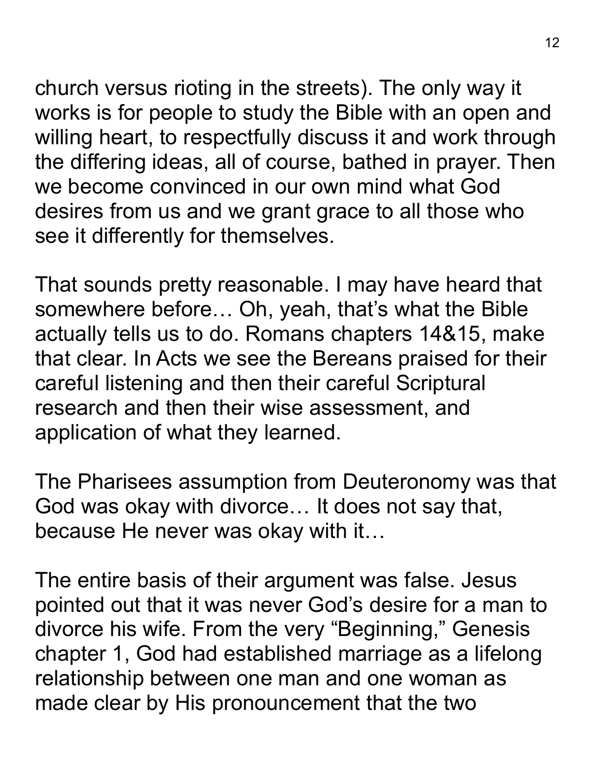church versus rioting in the streets). The only way it works is for people to study the Bible with an open and willing heart, to respectfully discuss it and work through the differing ideas, all of course, bathed in prayer. Then we become convinced in our own mind what God desires from us and we grant grace to all those who see it differently for themselves.

That sounds pretty reasonable. I may have heard that somewhere before… Oh, yeah, that's what the Bible actually tells us to do. Romans chapters 14&15, make that clear. In Acts we see the Bereans praised for their careful listening and then their careful Scriptural research and then their wise assessment, and application of what they learned.

The Pharisees assumption from Deuteronomy was that God was okay with divorce… It does not say that, because He never was okay with it…

The entire basis of their argument was false. Jesus pointed out that it was never God's desire for a man to divorce his wife. From the very "Beginning," Genesis chapter 1, God had established marriage as a lifelong relationship between one man and one woman as made clear by His pronouncement that the two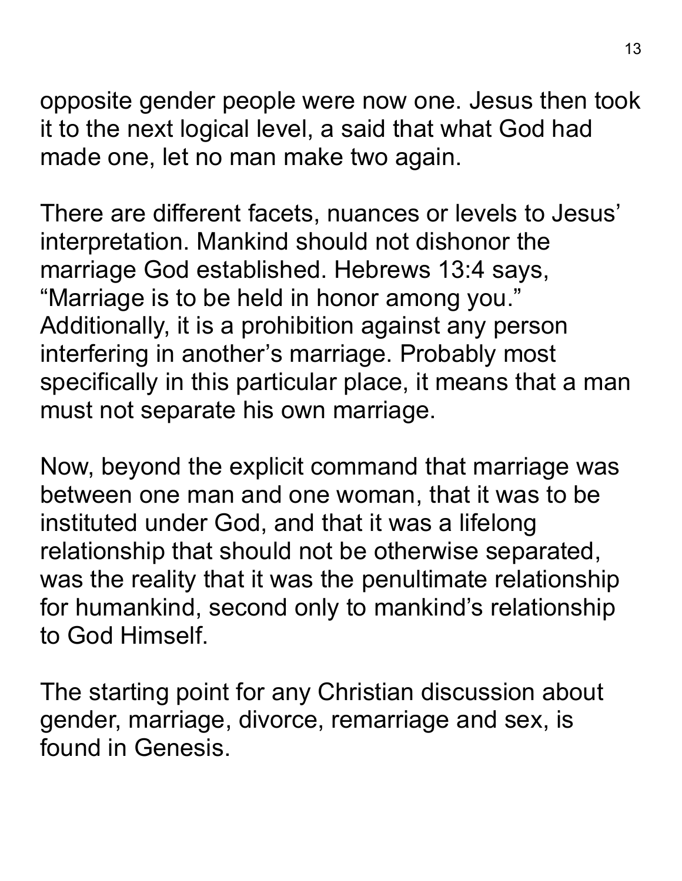opposite gender people were now one. Jesus then took it to the next logical level, a said that what God had made one, let no man make two again.

There are different facets, nuances or levels to Jesus' interpretation. Mankind should not dishonor the marriage God established. Hebrews 13:4 says, "Marriage is to be held in honor among you." Additionally, it is a prohibition against any person interfering in another's marriage. Probably most specifically in this particular place, it means that a man must not separate his own marriage.

Now, beyond the explicit command that marriage was between one man and one woman, that it was to be instituted under God, and that it was a lifelong relationship that should not be otherwise separated, was the reality that it was the penultimate relationship for humankind, second only to mankind's relationship to God Himself.

The starting point for any Christian discussion about gender, marriage, divorce, remarriage and sex, is found in Genesis.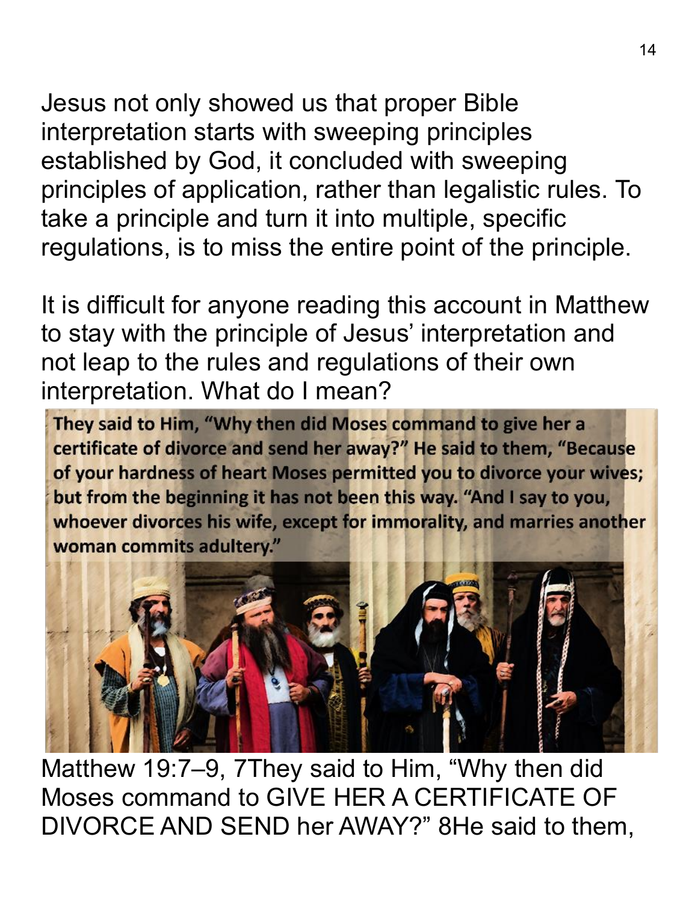Jesus not only showed us that proper Bible interpretation starts with sweeping principles established by God, it concluded with sweeping principles of application, rather than legalistic rules. To take a principle and turn it into multiple, specific regulations, is to miss the entire point of the principle.

It is difficult for anyone reading this account in Matthew to stay with the principle of Jesus' interpretation and not leap to the rules and regulations of their own interpretation. What do I mean?

> **They said to Him, "Why then did Moses command to give her a certificate of divorce and send her away?" He said to them, "Because of your hardness of heart Moses permitted you to divorce your wives; but from the beginning it has not been this way. "And I say to you, whoever divorces his wife, except for immorality, and marries another woman commits adultery."**

Matthew 19:7–9, 7They said to Him, "Why then did Moses command to GIVE HER A CERTIFICATE OF DIVORCE AND SEND her AWAY?" 8He said to them,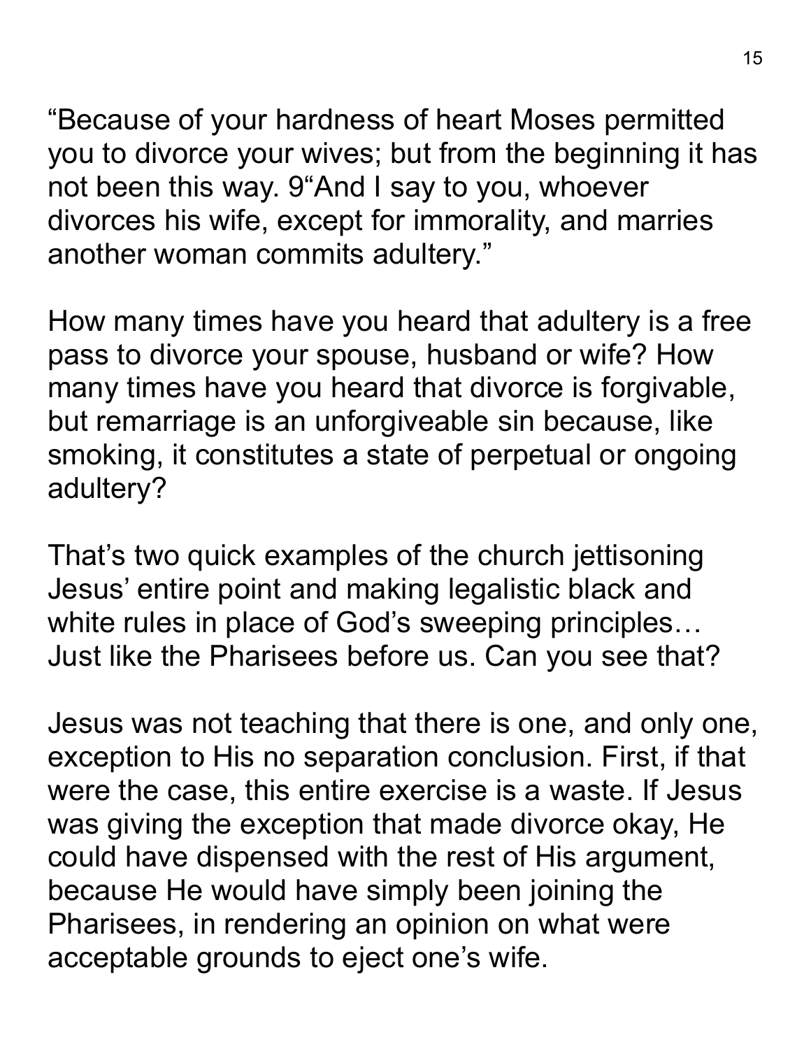“Because of your hardness of heart Moses permitted you to divorce your wives; but from the beginning it has not been this way. 9“And I say to you, whoever divorces his wife, except for immorality, and marries another woman commits adultery.”

How many times have you heard that adultery is a free pass to divorce your spouse, husband or wife? How many times have you heard that divorce is forgivable, but remarriage is an unforgiveable sin because, like smoking, it constitutes a state of perpetual or ongoing adultery?

That’s two quick examples of the church jettisoning Jesus’ entire point and making legalistic black and white rules in place of God’s sweeping principles… Just like the Pharisees before us. Can you see that?

Jesus was not teaching that there is one, and only one, exception to His no separation conclusion. First, if that were the case, this entire exercise is a waste. If Jesus was giving the exception that made divorce okay, He could have dispensed with the rest of His argument, because He would have simply been joining the Pharisees, in rendering an opinion on what were acceptable grounds to eject one’s wife.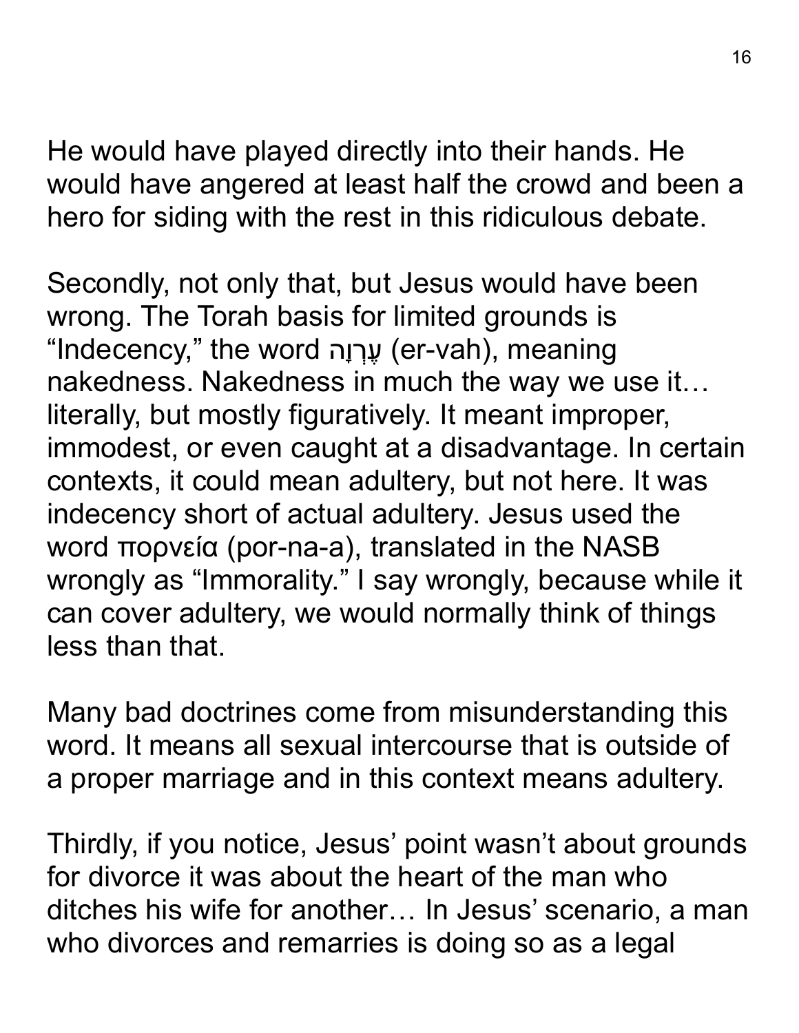He would have played directly into their hands. He would have angered at least half the crowd and been a hero for siding with the rest in this ridiculous debate.

Secondly, not only that, but Jesus would have been wrong. The Torah basis for limited grounds is “Indecency,” the word עֶרְוָה (er-vah), meaning nakedness. Nakedness in much the way we use it… literally, but mostly figuratively. It meant improper, immodest, or even caught at a disadvantage. In certain contexts, it could mean adultery, but not here. It was indecency short of actual adultery. Jesus used the word πορνεία (por-na-a), translated in the NASB wrongly as “Immorality.” I say wrongly, because while it can cover adultery, we would normally think of things less than that.

Many bad doctrines come from misunderstanding this word. It means all sexual intercourse that is outside of a proper marriage and in this context means adultery.

Thirdly, if you notice, Jesus’ point wasn’t about grounds for divorce it was about the heart of the man who ditches his wife for another… In Jesus’ scenario, a man who divorces and remarries is doing so as a legal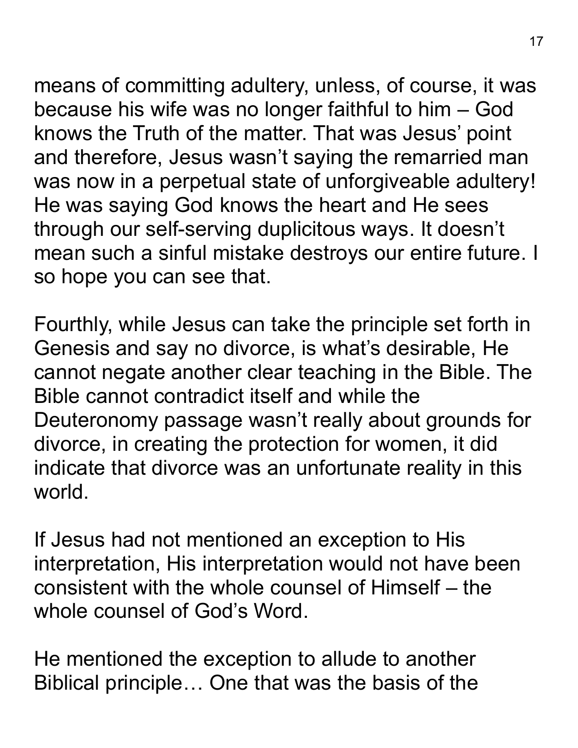means of committing adultery, unless, of course, it was because his wife was no longer faithful to him – God knows the Truth of the matter. That was Jesus' point and therefore, Jesus wasn't saying the remarried man was now in a perpetual state of unforgiveable adultery! He was saying God knows the heart and He sees through our self-serving duplicitous ways. It doesn't mean such a sinful mistake destroys our entire future. I so hope you can see that.

Fourthly, while Jesus can take the principle set forth in Genesis and say no divorce, is what's desirable, He cannot negate another clear teaching in the Bible. The Bible cannot contradict itself and while the Deuteronomy passage wasn't really about grounds for divorce, in creating the protection for women, it did indicate that divorce was an unfortunate reality in this world.

If Jesus had not mentioned an exception to His interpretation, His interpretation would not have been consistent with the whole counsel of Himself – the whole counsel of God's Word.

He mentioned the exception to allude to another Biblical principle… One that was the basis of the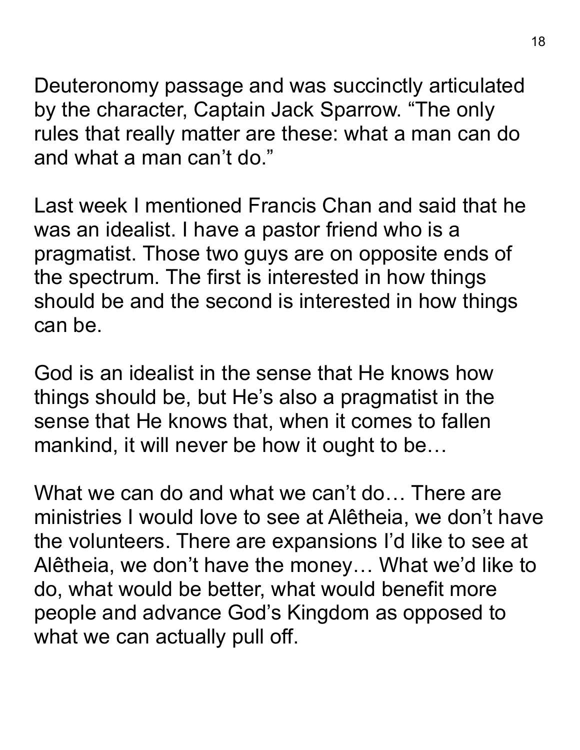Deuteronomy passage and was succinctly articulated by the character, Captain Jack Sparrow. "The only rules that really matter are these: what a man can do and what a man can't do."

Last week I mentioned Francis Chan and said that he was an idealist. I have a pastor friend who is a pragmatist. Those two guys are on opposite ends of the spectrum. The first is interested in how things should be and the second is interested in how things can be.

God is an idealist in the sense that He knows how things should be, but He's also a pragmatist in the sense that He knows that, when it comes to fallen mankind, it will never be how it ought to be…

What we can do and what we can't do… There are ministries I would love to see at Alêtheia, we don't have the volunteers. There are expansions I'd like to see at Alêtheia, we don't have the money… What we'd like to do, what would be better, what would benefit more people and advance God's Kingdom as opposed to what we can actually pull off.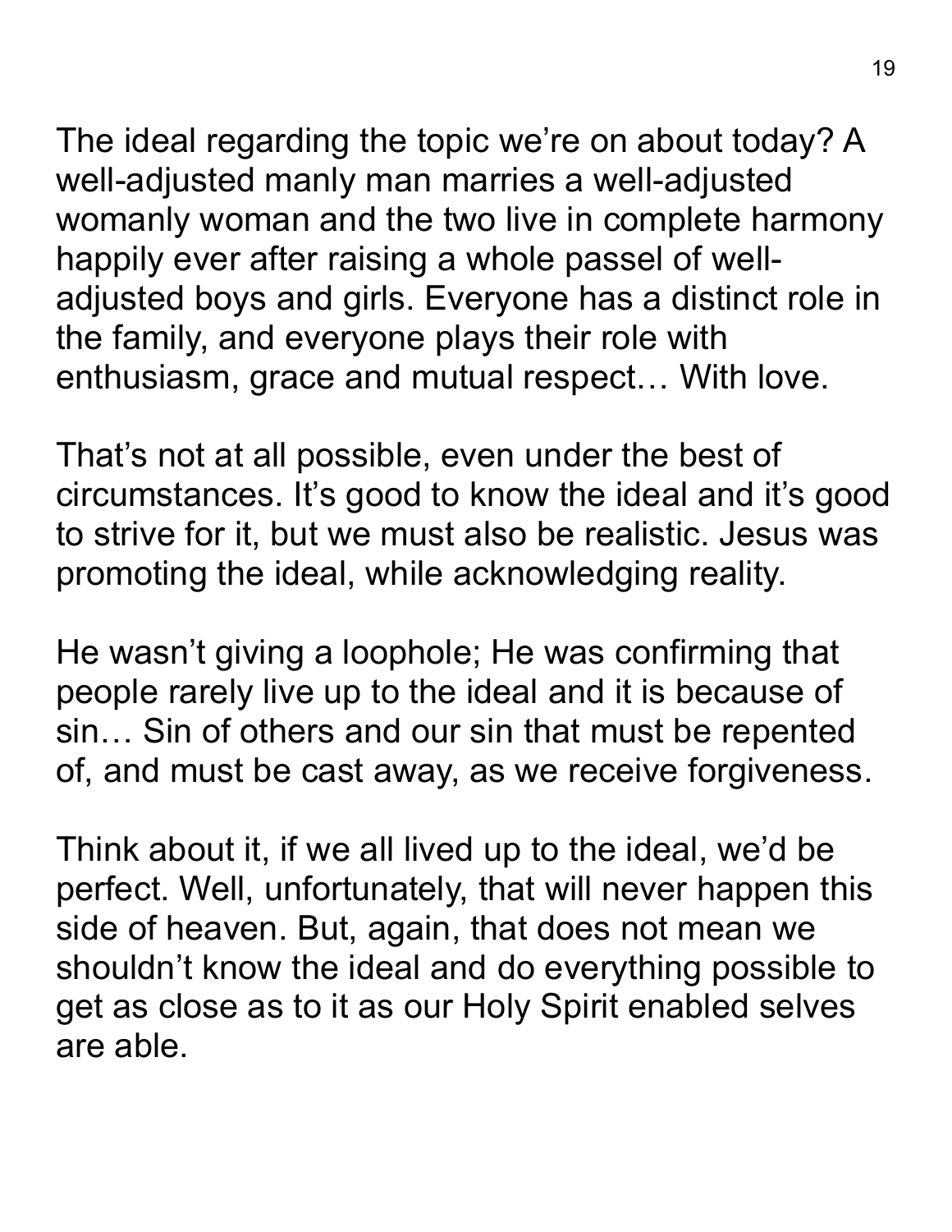The ideal regarding the topic we're on about today? A well-adjusted manly man marries a well-adjusted womanly woman and the two live in complete harmony happily ever after raising a whole passel of well-adjusted boys and girls. Everyone has a distinct role in the family, and everyone plays their role with enthusiasm, grace and mutual respect… With love.

That's not at all possible, even under the best of circumstances. It's good to know the ideal and it's good to strive for it, but we must also be realistic. Jesus was promoting the ideal, while acknowledging reality.

He wasn't giving a loophole; He was confirming that people rarely live up to the ideal and it is because of sin… Sin of others and our sin that must be repented of, and must be cast away, as we receive forgiveness.

Think about it, if we all lived up to the ideal, we'd be perfect. Well, unfortunately, that will never happen this side of heaven. But, again, that does not mean we shouldn't know the ideal and do everything possible to get as close as to it as our Holy Spirit enabled selves are able.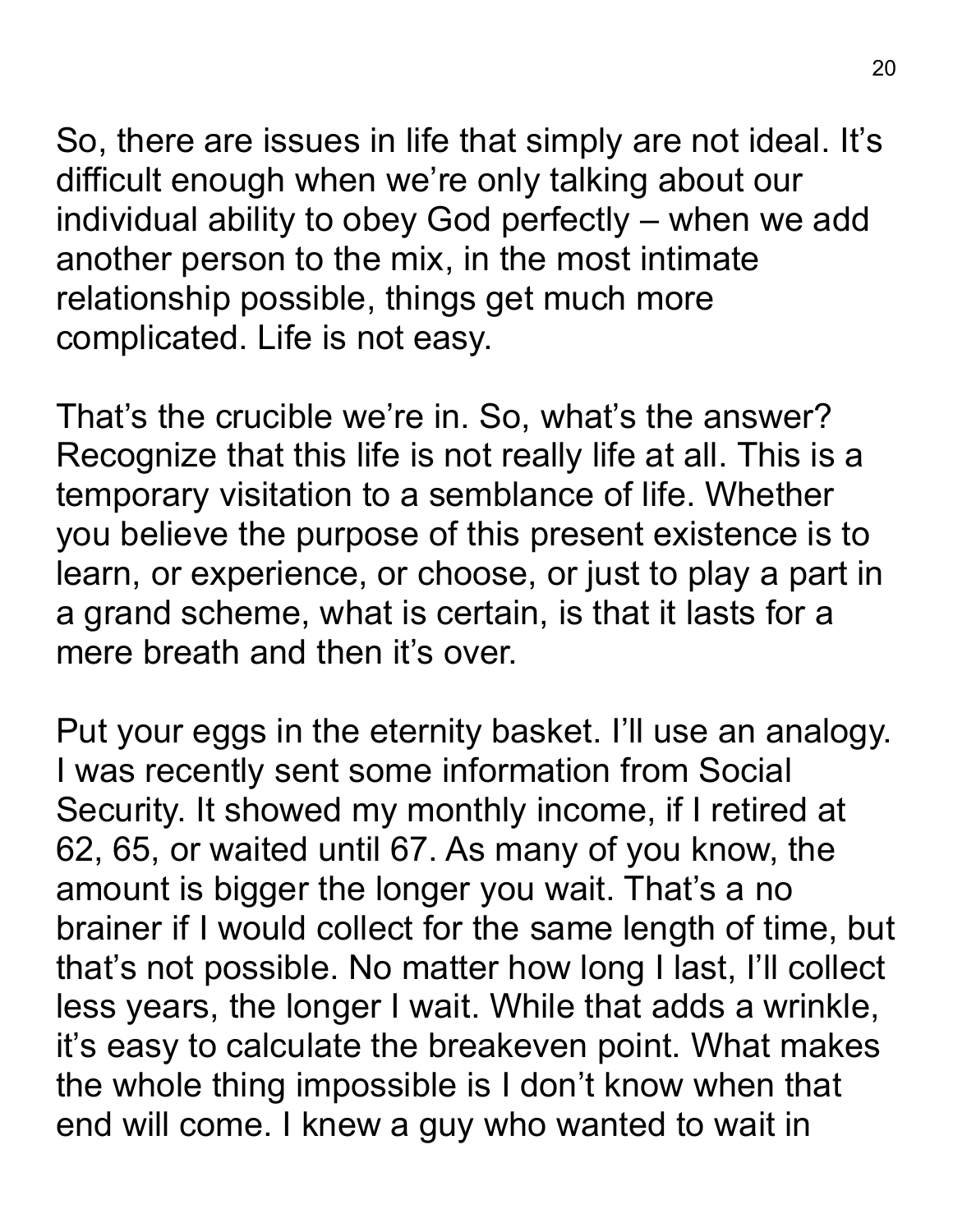So, there are issues in life that simply are not ideal. It's difficult enough when we're only talking about our individual ability to obey God perfectly – when we add another person to the mix, in the most intimate relationship possible, things get much more complicated. Life is not easy.

That's the crucible we're in. So, what's the answer? Recognize that this life is not really life at all. This is a temporary visitation to a semblance of life. Whether you believe the purpose of this present existence is to learn, or experience, or choose, or just to play a part in a grand scheme, what is certain, is that it lasts for a mere breath and then it's over.

Put your eggs in the eternity basket. I'll use an analogy. I was recently sent some information from Social Security. It showed my monthly income, if I retired at 62, 65, or waited until 67. As many of you know, the amount is bigger the longer you wait. That's a no brainer if I would collect for the same length of time, but that's not possible. No matter how long I last, I'll collect less years, the longer I wait. While that adds a wrinkle, it's easy to calculate the breakeven point. What makes the whole thing impossible is I don't know when that end will come. I knew a guy who wanted to wait in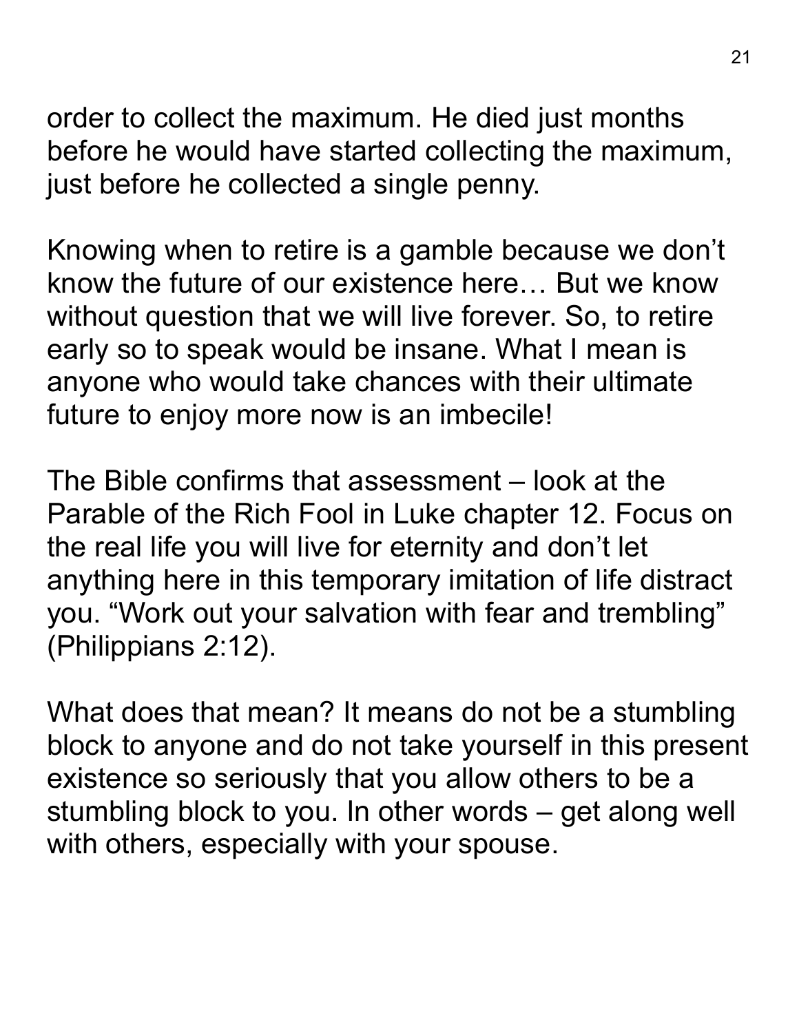order to collect the maximum. He died just months before he would have started collecting the maximum, just before he collected a single penny.

Knowing when to retire is a gamble because we don't know the future of our existence here… But we know without question that we will live forever. So, to retire early so to speak would be insane. What I mean is anyone who would take chances with their ultimate future to enjoy more now is an imbecile!

The Bible confirms that assessment – look at the Parable of the Rich Fool in Luke chapter 12. Focus on the real life you will live for eternity and don't let anything here in this temporary imitation of life distract you. "Work out your salvation with fear and trembling" (Philippians 2:12).

What does that mean? It means do not be a stumbling block to anyone and do not take yourself in this present existence so seriously that you allow others to be a stumbling block to you. In other words – get along well with others, especially with your spouse.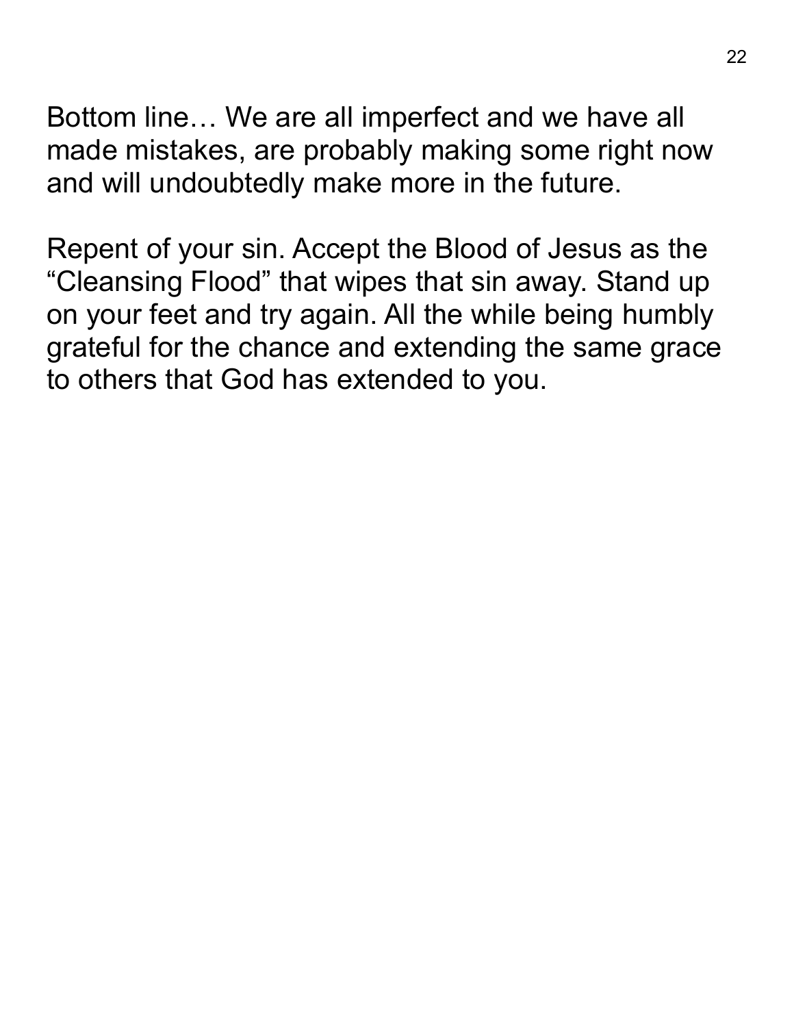Bottom line… We are all imperfect and we have all made mistakes, are probably making some right now and will undoubtedly make more in the future.

Repent of your sin. Accept the Blood of Jesus as the "Cleansing Flood" that wipes that sin away. Stand up on your feet and try again. All the while being humbly grateful for the chance and extending the same grace to others that God has extended to you.